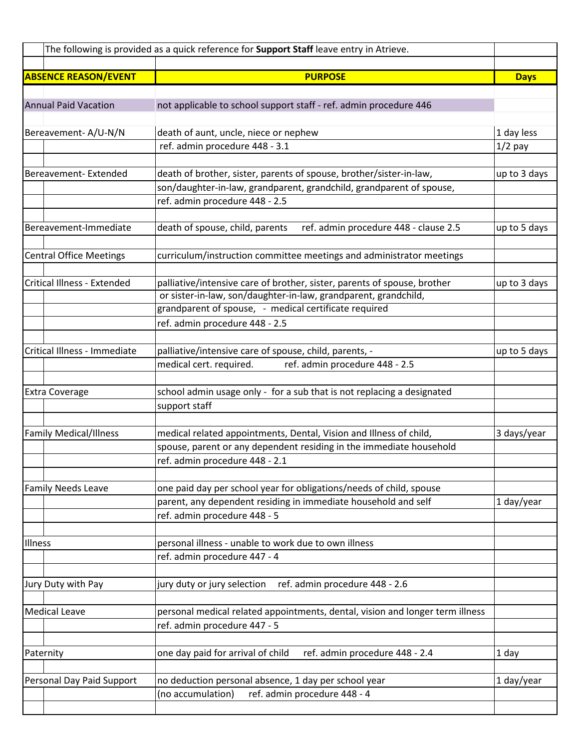The following is provided as a quick reference for **Support Staff** leave entry in Atrieve.

| ABSENCE REASON/EVENT | PURPOSE | Days |
|---|---|---|
| Annual Paid Vacation | not applicable to school support staff - ref. admin procedure 446 | |
| Bereavement- A/U-N/N | death of aunt, uncle, niece or nephew<br>ref. admin procedure 448 - 3.1 | 1 day less<br>1/2 pay |
| Bereavement- Extended | death of brother, sister, parents of spouse, brother/sister-in-law, son/daughter-in-law, grandparent, grandchild, grandparent of spouse,<br>ref. admin procedure 448 - 2.5 | up to 3 days |
| Bereavement-Immediate | death of spouse, child, parents ref. admin procedure 448 - clause 2.5 | up to 5 days |
| Central Office Meetings | curriculum/instruction committee meetings and administrator meetings | |
| Critical Illness - Extended | palliative/intensive care of brother, sister, parents of spouse, brother or sister-in-law, son/daughter-in-law, grandparent, grandchild, grandparent of spouse, - medical certificate required<br>ref. admin procedure 448 - 2.5 | up to 3 days |
| Critical Illness - Immediate | palliative/intensive care of spouse, child, parents, - medical cert. required. ref. admin procedure 448 - 2.5 | up to 5 days |
| Extra Coverage | school admin usage only - for a sub that is not replacing a designated support staff | |
| Family Medical/Illness | medical related appointments, Dental, Vision and Illness of child, spouse, parent or any dependent residing in the immediate household<br>ref. admin procedure 448 - 2.1 | 3 days/year |
| Family Needs Leave | one paid day per school year for obligations/needs of child, spouse parent, any dependent residing in immediate household and self<br>ref. admin procedure 448 - 5 | 1 day/year |
| Illness | personal illness - unable to work due to own illness<br>ref. admin procedure 447 - 4 | |
| Jury Duty with Pay | jury duty or jury selection ref. admin procedure 448 - 2.6 | |
| Medical Leave | personal medical related appointments, dental, vision and longer term illness<br>ref. admin procedure 447 - 5 | |
| Paternity | one day paid for arrival of child ref. admin procedure 448 - 2.4 | 1 day |
| Personal Day Paid Support | no deduction personal absence, 1 day per school year<br>(no accumulation) ref. admin procedure 448 - 4 | 1 day/year |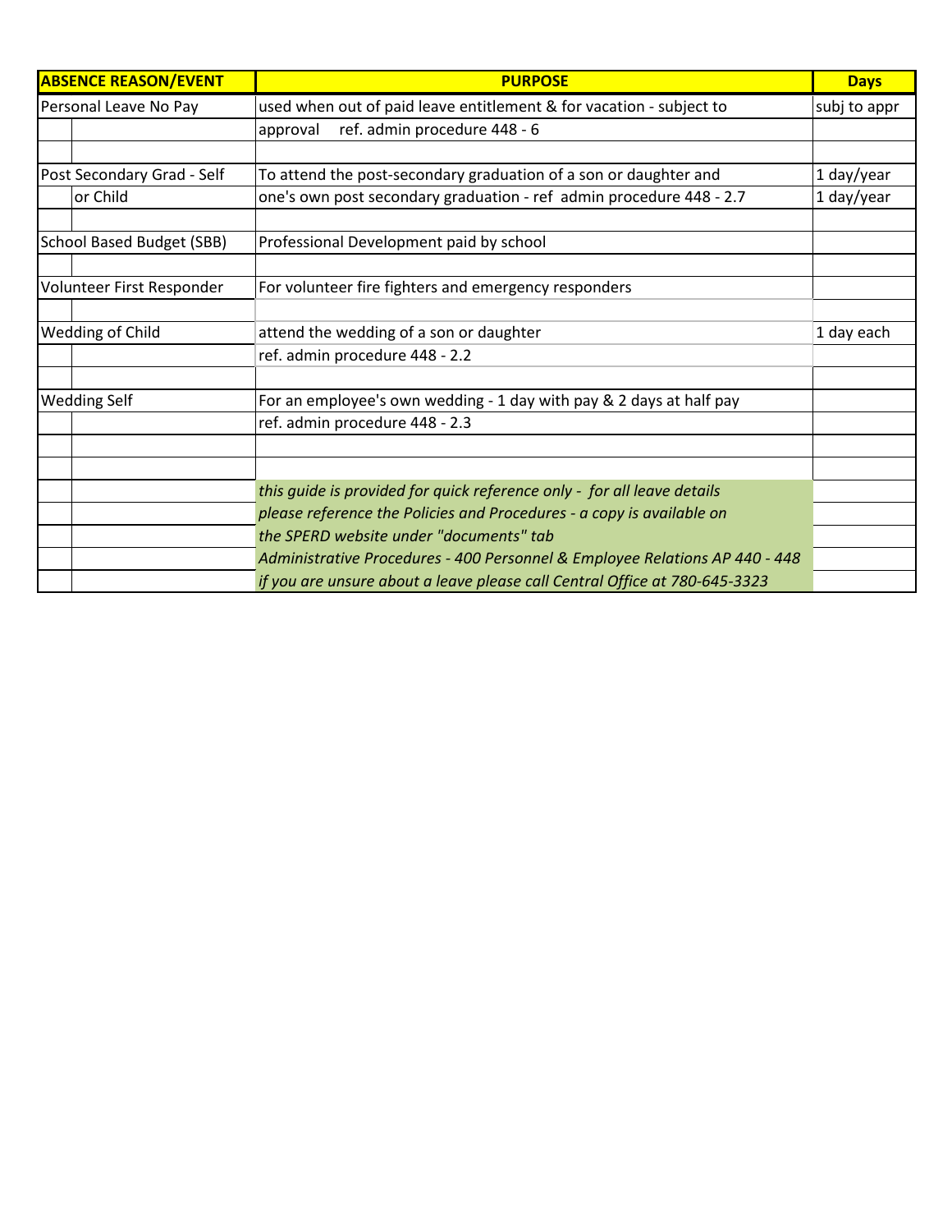| ABSENCE REASON/EVENT | PURPOSE | Days |
|---|---|---|
| Personal Leave No Pay | used when out of paid leave entitlement & for vacation - subject to | subj to appr |
| | approval ref. admin procedure 448 - 6 | |
| | | |
| Post Secondary Grad - Self | To attend the post-secondary graduation of a son or daughter and | 1 day/year |
| or Child | one's own post secondary graduation - ref admin procedure 448 - 2.7 | 1 day/year |
| | | |
| School Based Budget (SBB) | Professional Development paid by school | |
| | | |
| Volunteer First Responder | For volunteer fire fighters and emergency responders | |
| | | |
| Wedding of Child | attend the wedding of a son or daughter | 1 day each |
| | ref. admin procedure 448 - 2.2 | |
| | | |
| Wedding Self | For an employee's own wedding - 1 day with pay & 2 days at half pay | |
| | ref. admin procedure 448 - 2.3 | |
| | | |
| | | |
| | *this guide is provided for quick reference only - for all leave details* | |
| | *please reference the Policies and Procedures - a copy is available on* | |
| | *the SPERD website under "documents" tab* | |
| | *Administrative Procedures - 400 Personnel & Employee Relations AP 440 - 448* | |
| | *if you are unsure about a leave please call Central Office at 780-645-3323* | |